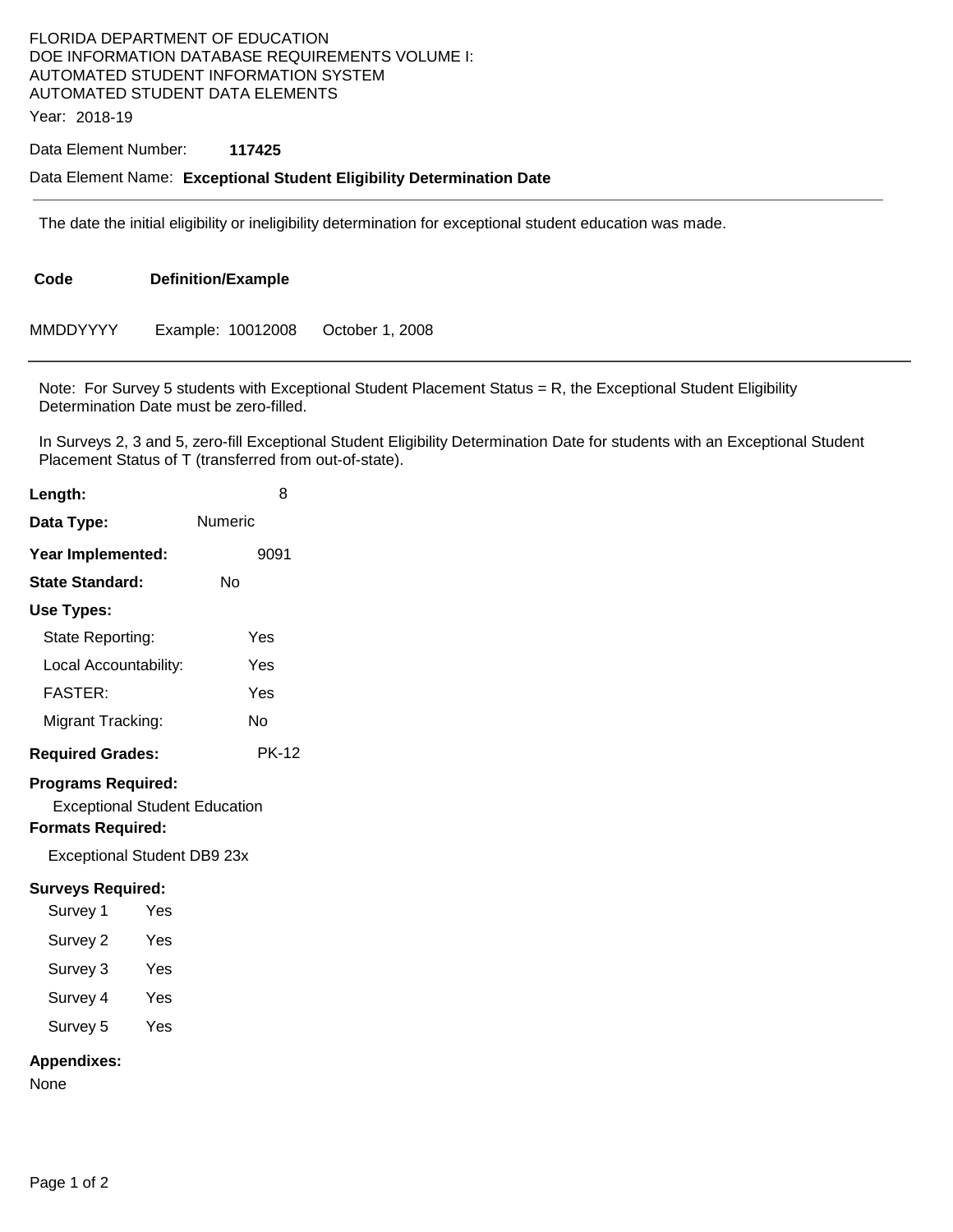FLORIDA DEPARTMENT OF EDUCATION
DOE INFORMATION DATABASE REQUIREMENTS VOLUME I:
AUTOMATED STUDENT INFORMATION SYSTEM
AUTOMATED STUDENT DATA ELEMENTS

Year: 2018-19

Data Element Number: **117425**

Data Element Name: **Exceptional Student Eligibility Determination Date**

---

The date the initial eligibility or ineligibility determination for exceptional student education was made.

| Code | Definition/Example |
|---|---|
| MMDDYYYY | Example: 10012008 October 1, 2008 |

---

Note: For Survey 5 students with Exceptional Student Placement Status = R, the Exceptional Student Eligibility Determination Date must be zero-filled.

In Surveys 2, 3 and 5, zero-fill Exceptional Student Eligibility Determination Date for students with an Exceptional Student Placement Status of T (transferred from out-of-state).

**Length:** 8

**Data Type:** Numeric

**Year Implemented:** 9091

**State Standard:** No

**Use Types:**

- State Reporting: Yes
- Local Accountability: Yes
- FASTER: Yes
- Migrant Tracking: No

**Required Grades:** PK-12

**Programs Required:**

Exceptional Student Education

**Formats Required:**

Exceptional Student DB9 23x

**Surveys Required:**

- Survey 1 Yes
- Survey 2 Yes
- Survey 3 Yes
- Survey 4 Yes
- Survey 5 Yes

**Appendixes:**

None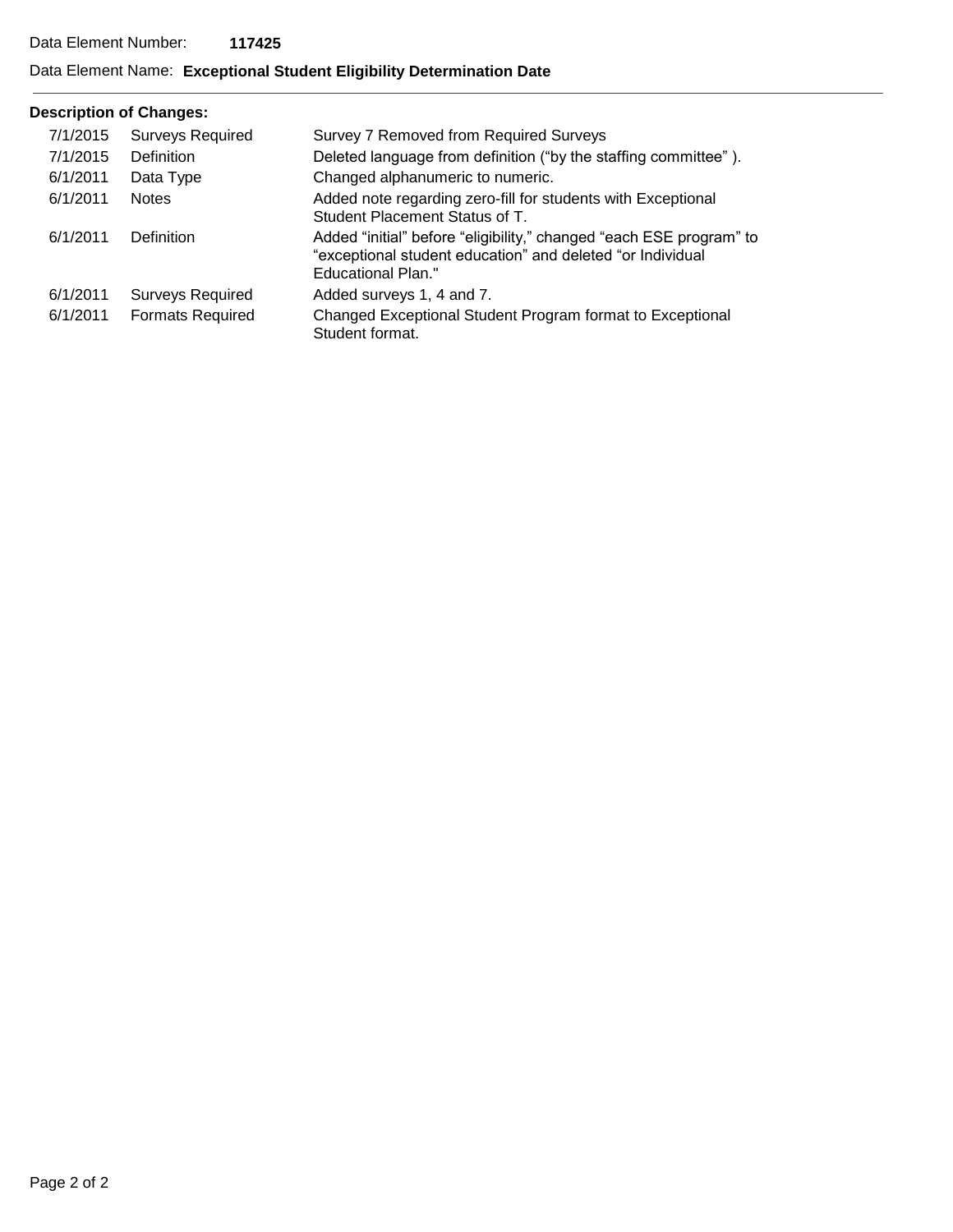Data Element Number: **117425**

Data Element Name: **Exceptional Student Eligibility Determination Date**

---

**Description of Changes:**

| | | |
|---|---|---|
| 7/1/2015 | Surveys Required | Survey 7 Removed from Required Surveys |
| 7/1/2015 | Definition | Deleted language from definition (“by the staffing committee” ). |
| 6/1/2011 | Data Type | Changed alphanumeric to numeric. |
| 6/1/2011 | Notes | Added note regarding zero-fill for students with Exceptional Student Placement Status of T. |
| 6/1/2011 | Definition | Added “initial” before “eligibility,” changed “each ESE program” to “exceptional student education” and deleted “or Individual Educational Plan." |
| 6/1/2011 | Surveys Required | Added surveys 1, 4 and 7. |
| 6/1/2011 | Formats Required | Changed Exceptional Student Program format to Exceptional Student format. |